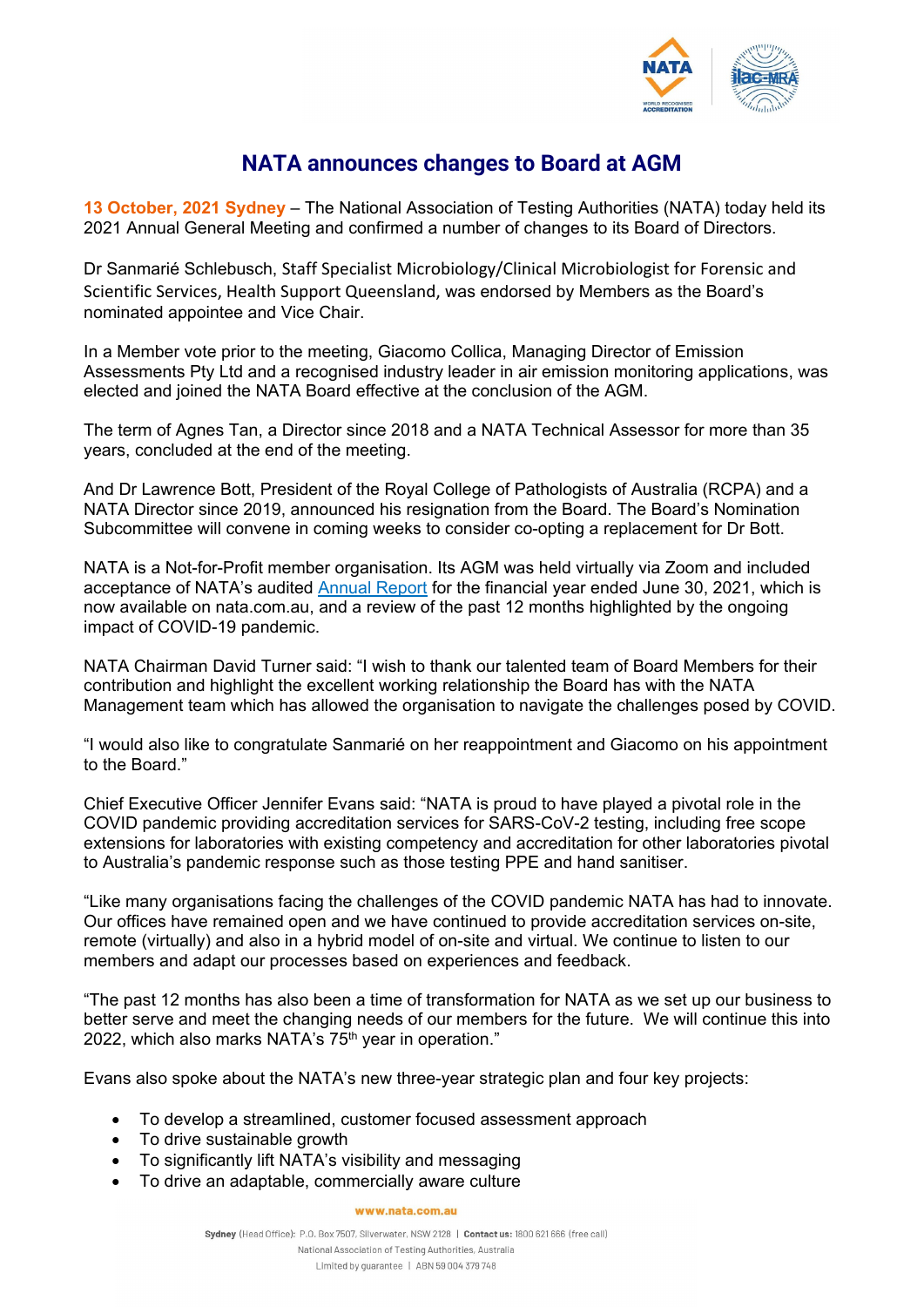# NATA announces changes to Board at AGM

**13 October, 2021 Sydney** – The National Association of Testing Authorities (NATA) today held its 2021 Annual General Meeting and confirmed a number of changes to its Board of Directors.

Dr Sanmarié Schlebusch, Staff Specialist Microbiology/Clinical Microbiologist for Forensic and Scientific Services, Health Support Queensland, was endorsed by Members as the Board's nominated appointee and Vice Chair.

In a Member vote prior to the meeting, Giacomo Collica, Managing Director of Emission Assessments Pty Ltd and a recognised industry leader in air emission monitoring applications, was elected and joined the NATA Board effective at the conclusion of the AGM.

The term of Agnes Tan, a Director since 2018 and a NATA Technical Assessor for more than 35 years, concluded at the end of the meeting.

And Dr Lawrence Bott, President of the Royal College of Pathologists of Australia (RCPA) and a NATA Director since 2019, announced his resignation from the Board. The Board's Nomination Subcommittee will convene in coming weeks to consider co-opting a replacement for Dr Bott.

NATA is a Not-for-Profit member organisation. Its AGM was held virtually via Zoom and included acceptance of NATA's audited Annual Report for the financial year ended June 30, 2021, which is now available on nata.com.au, and a review of the past 12 months highlighted by the ongoing impact of COVID-19 pandemic.

NATA Chairman David Turner said: "I wish to thank our talented team of Board Members for their contribution and highlight the excellent working relationship the Board has with the NATA Management team which has allowed the organisation to navigate the challenges posed by COVID.

"I would also like to congratulate Sanmarié on her reappointment and Giacomo on his appointment to the Board."

Chief Executive Officer Jennifer Evans said: "NATA is proud to have played a pivotal role in the COVID pandemic providing accreditation services for SARS-CoV-2 testing, including free scope extensions for laboratories with existing competency and accreditation for other laboratories pivotal to Australia's pandemic response such as those testing PPE and hand sanitiser.

"Like many organisations facing the challenges of the COVID pandemic NATA has had to innovate. Our offices have remained open and we have continued to provide accreditation services on-site, remote (virtually) and also in a hybrid model of on-site and virtual. We continue to listen to our members and adapt our processes based on experiences and feedback.

"The past 12 months has also been a time of transformation for NATA as we set up our business to better serve and meet the changing needs of our members for the future. We will continue this into 2022, which also marks NATA's 75th year in operation."

Evans also spoke about the NATA's new three-year strategic plan and four key projects:

- To develop a streamlined, customer focused assessment approach
- To drive sustainable growth
- To significantly lift NATA's visibility and messaging
- To drive an adaptable, commercially aware culture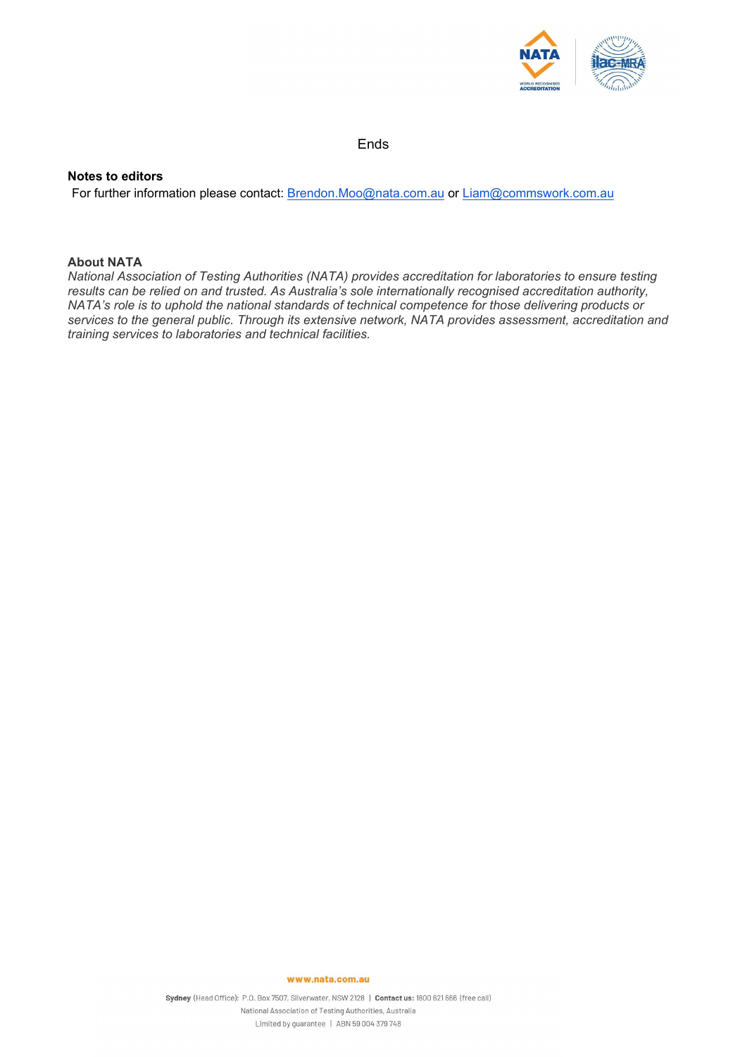Ends

**Notes to editors**

For further information please contact: Brendon.Moo@nata.com.au or Liam@commswork.com.au

**About NATA**

*National Association of Testing Authorities (NATA) provides accreditation for laboratories to ensure testing results can be relied on and trusted. As Australia's sole internationally recognised accreditation authority, NATA's role is to uphold the national standards of technical competence for those delivering products or services to the general public. Through its extensive network, NATA provides assessment, accreditation and training services to laboratories and technical facilities.*